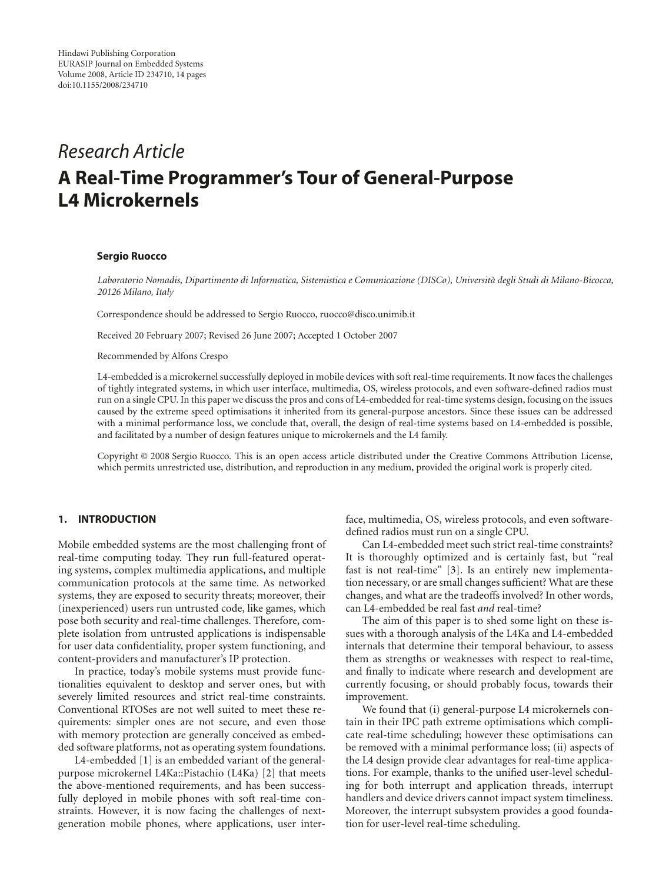Hindawi Publishing Corporation
EURASIP Journal on Embedded Systems
Volume 2008, Article ID 234710, 14 pages
doi:10.1155/2008/234710

*Research Article*

# A Real-Time Programmer's Tour of General-Purpose L4 Microkernels

**Sergio Ruocco**

*Laboratorio Nomadis, Dipartimento di Informatica, Sistemistica e Comunicazione (DISCo), Università degli Studi di Milano-Bicocca, 20126 Milano, Italy*

Correspondence should be addressed to Sergio Ruocco, ruocco@disco.unimib.it

Received 20 February 2007; Revised 26 June 2007; Accepted 1 October 2007

Recommended by Alfons Crespo

L4-embedded is a microkernel successfully deployed in mobile devices with soft real-time requirements. It now faces the challenges of tightly integrated systems, in which user interface, multimedia, OS, wireless protocols, and even software-defined radios must run on a single CPU. In this paper we discuss the pros and cons of L4-embedded for real-time systems design, focusing on the issues caused by the extreme speed optimisations it inherited from its general-purpose ancestors. Since these issues can be addressed with a minimal performance loss, we conclude that, overall, the design of real-time systems based on L4-embedded is possible, and facilitated by a number of design features unique to microkernels and the L4 family.

Copyright © 2008 Sergio Ruocco. This is an open access article distributed under the Creative Commons Attribution License, which permits unrestricted use, distribution, and reproduction in any medium, provided the original work is properly cited.

## 1. INTRODUCTION

Mobile embedded systems are the most challenging front of real-time computing today. They run full-featured operating systems, complex multimedia applications, and multiple communication protocols at the same time. As networked systems, they are exposed to security threats; moreover, their (inexperienced) users run untrusted code, like games, which pose both security and real-time challenges. Therefore, complete isolation from untrusted applications is indispensable for user data confidentiality, proper system functioning, and content-providers and manufacturer's IP protection.

In practice, today's mobile systems must provide functionalities equivalent to desktop and server ones, but with severely limited resources and strict real-time constraints. Conventional RTOSes are not well suited to meet these requirements: simpler ones are not secure, and even those with memory protection are generally conceived as embedded software platforms, not as operating system foundations.

L4-embedded [1] is an embedded variant of the general-purpose microkernel L4Ka::Pistachio (L4Ka) [2] that meets the above-mentioned requirements, and has been successfully deployed in mobile phones with soft real-time constraints. However, it is now facing the challenges of next-generation mobile phones, where applications, user interface, multimedia, OS, wireless protocols, and even software-defined radios must run on a single CPU.

Can L4-embedded meet such strict real-time constraints? It is thoroughly optimized and is certainly fast, but "real fast is not real-time" [3]. Is an entirely new implementation necessary, or are small changes sufficient? What are these changes, and what are the tradeoffs involved? In other words, can L4-embedded be real fast *and* real-time?

The aim of this paper is to shed some light on these issues with a thorough analysis of the L4Ka and L4-embedded internals that determine their temporal behaviour, to assess them as strengths or weaknesses with respect to real-time, and finally to indicate where research and development are currently focusing, or should probably focus, towards their improvement.

We found that (i) general-purpose L4 microkernels contain in their IPC path extreme optimisations which complicate real-time scheduling; however these optimisations can be removed with a minimal performance loss; (ii) aspects of the L4 design provide clear advantages for real-time applications. For example, thanks to the unified user-level scheduling for both interrupt and application threads, interrupt handlers and device drivers cannot impact system timeliness. Moreover, the interrupt subsystem provides a good foundation for user-level real-time scheduling.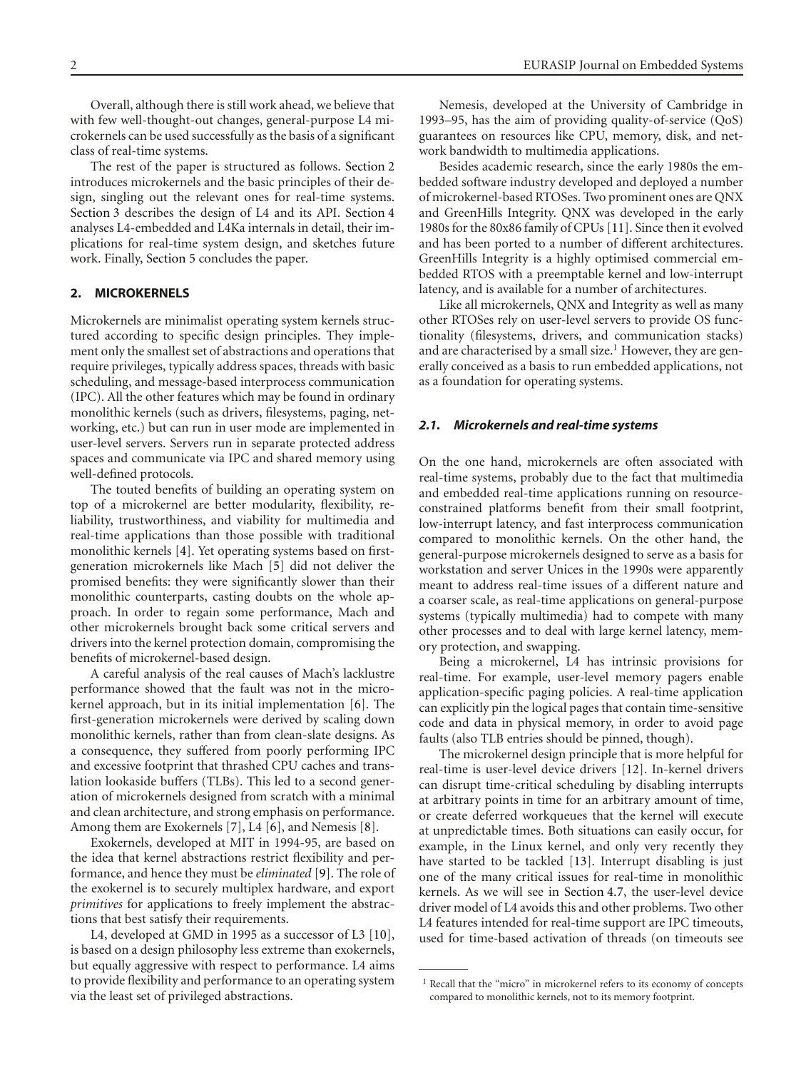Overall, although there is still work ahead, we believe that with few well-thought-out changes, general-purpose L4 microkernels can be used successfully as the basis of a significant class of real-time systems.

The rest of the paper is structured as follows. Section 2 introduces microkernels and the basic principles of their design, singling out the relevant ones for real-time systems. Section 3 describes the design of L4 and its API. Section 4 analyses L4-embedded and L4Ka internals in detail, their implications for real-time system design, and sketches future work. Finally, Section 5 concludes the paper.

## 2. MICROKERNELS

Microkernels are minimalist operating system kernels structured according to specific design principles. They implement only the smallest set of abstractions and operations that require privileges, typically address spaces, threads with basic scheduling, and message-based interprocess communication (IPC). All the other features which may be found in ordinary monolithic kernels (such as drivers, filesystems, paging, networking, etc.) but can run in user mode are implemented in user-level servers. Servers run in separate protected address spaces and communicate via IPC and shared memory using well-defined protocols.

The touted benefits of building an operating system on top of a microkernel are better modularity, flexibility, reliability, trustworthiness, and viability for multimedia and real-time applications than those possible with traditional monolithic kernels [4]. Yet operating systems based on first-generation microkernels like Mach [5] did not deliver the promised benefits: they were significantly slower than their monolithic counterparts, casting doubts on the whole approach. In order to regain some performance, Mach and other microkernels brought back some critical servers and drivers into the kernel protection domain, compromising the benefits of microkernel-based design.

A careful analysis of the real causes of Mach's lacklustre performance showed that the fault was not in the microkernel approach, but in its initial implementation [6]. The first-generation microkernels were derived by scaling down monolithic kernels, rather than from clean-slate designs. As a consequence, they suffered from poorly performing IPC and excessive footprint that thrashed CPU caches and translation lookaside buffers (TLBs). This led to a second generation of microkernels designed from scratch with a minimal and clean architecture, and strong emphasis on performance. Among them are Exokernels [7], L4 [6], and Nemesis [8].

Exokernels, developed at MIT in 1994-95, are based on the idea that kernel abstractions restrict flexibility and performance, and hence they must be *eliminated* [9]. The role of the exokernel is to securely multiplex hardware, and export *primitives* for applications to freely implement the abstractions that best satisfy their requirements.

L4, developed at GMD in 1995 as a successor of L3 [10], is based on a design philosophy less extreme than exokernels, but equally aggressive with respect to performance. L4 aims to provide flexibility and performance to an operating system via the least set of privileged abstractions.

Nemesis, developed at the University of Cambridge in 1993–95, has the aim of providing quality-of-service (QoS) guarantees on resources like CPU, memory, disk, and network bandwidth to multimedia applications.

Besides academic research, since the early 1980s the embedded software industry developed and deployed a number of microkernel-based RTOSes. Two prominent ones are QNX and GreenHills Integrity. QNX was developed in the early 1980s for the 80x86 family of CPUs [11]. Since then it evolved and has been ported to a number of different architectures. GreenHills Integrity is a highly optimised commercial embedded RTOS with a preemptable kernel and low-interrupt latency, and is available for a number of architectures.

Like all microkernels, QNX and Integrity as well as many other RTOSes rely on user-level servers to provide OS functionality (filesystems, drivers, and communication stacks) and are characterised by a small size.[1] However, they are generally conceived as a basis to run embedded applications, not as a foundation for operating systems.

### *2.1. Microkernels and real-time systems*

On the one hand, microkernels are often associated with real-time systems, probably due to the fact that multimedia and embedded real-time applications running on resource-constrained platforms benefit from their small footprint, low-interrupt latency, and fast interprocess communication compared to monolithic kernels. On the other hand, the general-purpose microkernels designed to serve as a basis for workstation and server Unices in the 1990s were apparently meant to address real-time issues of a different nature and a coarser scale, as real-time applications on general-purpose systems (typically multimedia) had to compete with many other processes and to deal with large kernel latency, memory protection, and swapping.

Being a microkernel, L4 has intrinsic provisions for real-time. For example, user-level memory pagers enable application-specific paging policies. A real-time application can explicitly pin the logical pages that contain time-sensitive code and data in physical memory, in order to avoid page faults (also TLB entries should be pinned, though).

The microkernel design principle that is more helpful for real-time is user-level device drivers [12]. In-kernel drivers can disrupt time-critical scheduling by disabling interrupts at arbitrary points in time for an arbitrary amount of time, or create deferred workqueues that the kernel will execute at unpredictable times. Both situations can easily occur, for example, in the Linux kernel, and only very recently they have started to be tackled [13]. Interrupt disabling is just one of the many critical issues for real-time in monolithic kernels. As we will see in Section 4.7, the user-level device driver model of L4 avoids this and other problems. Two other L4 features intended for real-time support are IPC timeouts, used for time-based activation of threads (on timeouts see

[1] Recall that the "micro" in microkernel refers to its economy of concepts compared to monolithic kernels, not to its memory footprint.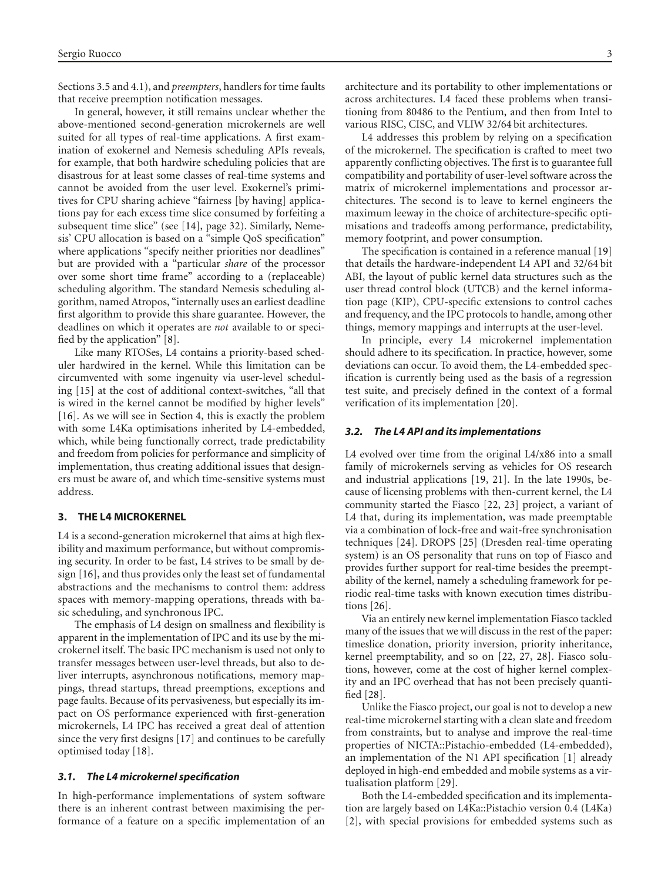Sections 3.5 and 4.1), and *preempters*, handlers for time faults that receive preemption notification messages.

In general, however, it still remains unclear whether the above-mentioned second-generation microkernels are well suited for all types of real-time applications. A first examination of exokernel and Nemesis scheduling APIs reveals, for example, that both hardwire scheduling policies that are disastrous for at least some classes of real-time systems and cannot be avoided from the user level. Exokernel's primitives for CPU sharing achieve "fairness [by having] applications pay for each excess time slice consumed by forfeiting a subsequent time slice" (see [14], page 32). Similarly, Nemesis' CPU allocation is based on a "simple QoS specification" where applications "specify neither priorities nor deadlines" but are provided with a "particular *share* of the processor over some short time frame" according to a (replaceable) scheduling algorithm. The standard Nemesis scheduling algorithm, named Atropos, "internally uses an earliest deadline first algorithm to provide this share guarantee. However, the deadlines on which it operates are *not* available to or specified by the application" [8].

Like many RTOSes, L4 contains a priority-based scheduler hardwired in the kernel. While this limitation can be circumvented with some ingenuity via user-level scheduling [15] at the cost of additional context-switches, "all that is wired in the kernel cannot be modified by higher levels" [16]. As we will see in Section 4, this is exactly the problem with some L4Ka optimisations inherited by L4-embedded, which, while being functionally correct, trade predictability and freedom from policies for performance and simplicity of implementation, thus creating additional issues that designers must be aware of, and which time-sensitive systems must address.

## 3. THE L4 MICROKERNEL

L4 is a second-generation microkernel that aims at high flexibility and maximum performance, but without compromising security. In order to be fast, L4 strives to be small by design [16], and thus provides only the least set of fundamental abstractions and the mechanisms to control them: address spaces with memory-mapping operations, threads with basic scheduling, and synchronous IPC.

The emphasis of L4 design on smallness and flexibility is apparent in the implementation of IPC and its use by the microkernel itself. The basic IPC mechanism is used not only to transfer messages between user-level threads, but also to deliver interrupts, asynchronous notifications, memory mappings, thread startups, thread preemptions, exceptions and page faults. Because of its pervasiveness, but especially its impact on OS performance experienced with first-generation microkernels, L4 IPC has received a great deal of attention since the very first designs [17] and continues to be carefully optimised today [18].

### 3.1. The L4 microkernel specification

In high-performance implementations of system software there is an inherent contrast between maximising the performance of a feature on a specific implementation of an architecture and its portability to other implementations or across architectures. L4 faced these problems when transitioning from 80486 to the Pentium, and then from Intel to various RISC, CISC, and VLIW 32/64 bit architectures.

L4 addresses this problem by relying on a specification of the microkernel. The specification is crafted to meet two apparently conflicting objectives. The first is to guarantee full compatibility and portability of user-level software across the matrix of microkernel implementations and processor architectures. The second is to leave to kernel engineers the maximum leeway in the choice of architecture-specific optimisations and tradeoffs among performance, predictability, memory footprint, and power consumption.

The specification is contained in a reference manual [19] that details the hardware-independent L4 API and 32/64 bit ABI, the layout of public kernel data structures such as the user thread control block (UTCB) and the kernel information page (KIP), CPU-specific extensions to control caches and frequency, and the IPC protocols to handle, among other things, memory mappings and interrupts at the user-level.

In principle, every L4 microkernel implementation should adhere to its specification. In practice, however, some deviations can occur. To avoid them, the L4-embedded specification is currently being used as the basis of a regression test suite, and precisely defined in the context of a formal verification of its implementation [20].

### 3.2. The L4 API and its implementations

L4 evolved over time from the original L4/x86 into a small family of microkernels serving as vehicles for OS research and industrial applications [19, 21]. In the late 1990s, because of licensing problems with then-current kernel, the L4 community started the Fiasco [22, 23] project, a variant of L4 that, during its implementation, was made preemptable via a combination of lock-free and wait-free synchronisation techniques [24]. DROPS [25] (Dresden real-time operating system) is an OS personality that runs on top of Fiasco and provides further support for real-time besides the preemptability of the kernel, namely a scheduling framework for periodic real-time tasks with known execution times distributions [26].

Via an entirely new kernel implementation Fiasco tackled many of the issues that we will discuss in the rest of the paper: timeslice donation, priority inversion, priority inheritance, kernel preemptability, and so on [22, 27, 28]. Fiasco solutions, however, come at the cost of higher kernel complexity and an IPC overhead that has not been precisely quantified [28].

Unlike the Fiasco project, our goal is not to develop a new real-time microkernel starting with a clean slate and freedom from constraints, but to analyse and improve the real-time properties of NICTA::Pistachio-embedded (L4-embedded), an implementation of the N1 API specification [1] already deployed in high-end embedded and mobile systems as a virtualisation platform [29].

Both the L4-embedded specification and its implementation are largely based on L4Ka::Pistachio version 0.4 (L4Ka) [2], with special provisions for embedded systems such as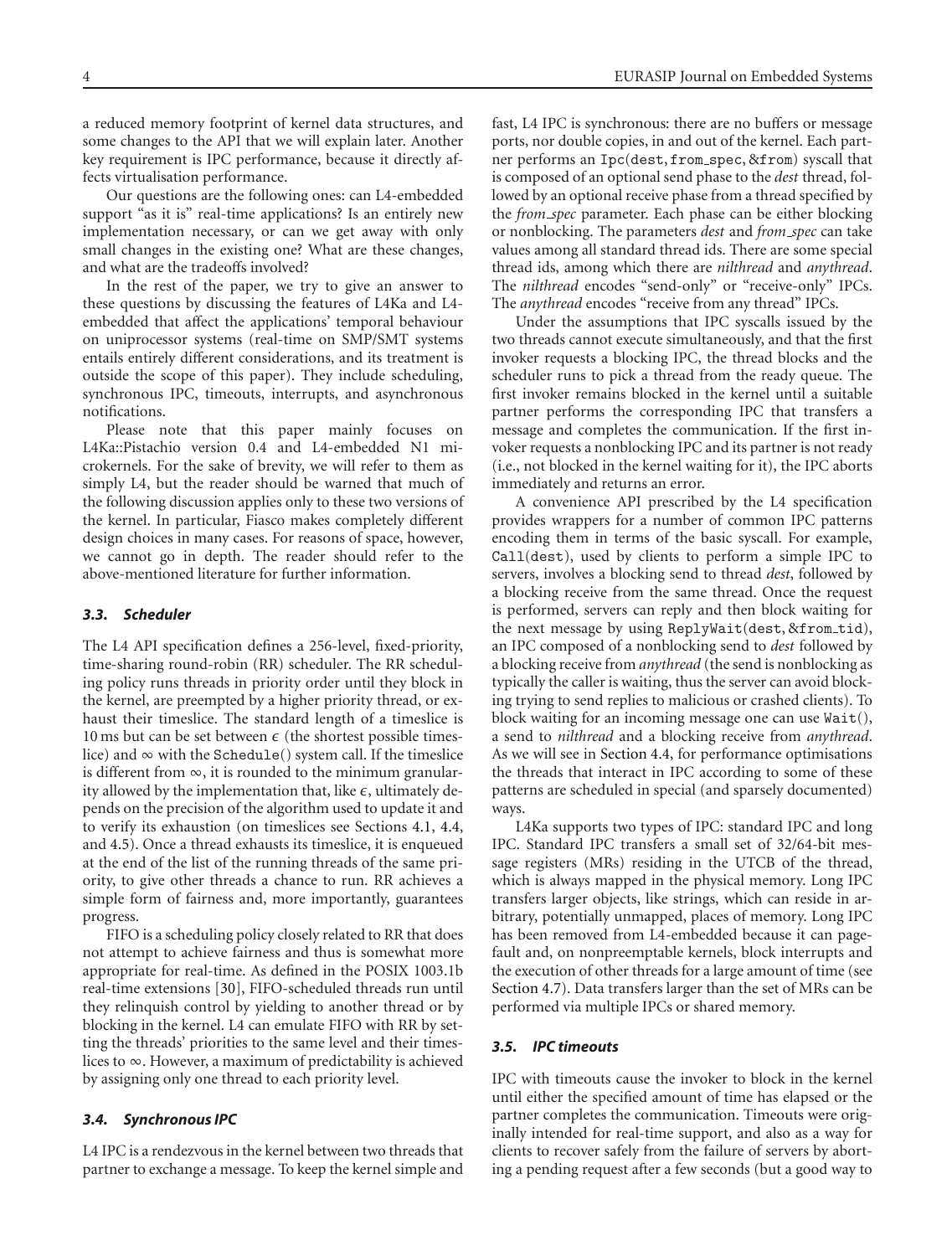a reduced memory footprint of kernel data structures, and some changes to the API that we will explain later. Another key requirement is IPC performance, because it directly affects virtualisation performance.

Our questions are the following ones: can L4-embedded support "as it is" real-time applications? Is an entirely new implementation necessary, or can we get away with only small changes in the existing one? What are these changes, and what are the tradeoffs involved?

In the rest of the paper, we try to give an answer to these questions by discussing the features of L4Ka and L4-embedded that affect the applications' temporal behaviour on uniprocessor systems (real-time on SMP/SMT systems entails entirely different considerations, and its treatment is outside the scope of this paper). They include scheduling, synchronous IPC, timeouts, interrupts, and asynchronous notifications.

Please note that this paper mainly focuses on L4Ka::Pistachio version 0.4 and L4-embedded N1 microkernels. For the sake of brevity, we will refer to them as simply L4, but the reader should be warned that much of the following discussion applies only to these two versions of the kernel. In particular, Fiasco makes completely different design choices in many cases. For reasons of space, however, we cannot go in depth. The reader should refer to the above-mentioned literature for further information.

### *3.3. Scheduler*

The L4 API specification defines a 256-level, fixed-priority, time-sharing round-robin (RR) scheduler. The RR scheduling policy runs threads in priority order until they block in the kernel, are preempted by a higher priority thread, or exhaust their timeslice. The standard length of a timeslice is 10 ms but can be set between $\epsilon$ (the shortest possible timeslice) and $\infty$ with the `Schedule()` system call. If the timeslice is different from $\infty$, it is rounded to the minimum granularity allowed by the implementation that, like $\epsilon$, ultimately depends on the precision of the algorithm used to update it and to verify its exhaustion (on timeslices see Sections 4.1, 4.4, and 4.5). Once a thread exhausts its timeslice, it is enqueued at the end of the list of the running threads of the same priority, to give other threads a chance to run. RR achieves a simple form of fairness and, more importantly, guarantees progress.

FIFO is a scheduling policy closely related to RR that does not attempt to achieve fairness and thus is somewhat more appropriate for real-time. As defined in the POSIX 1003.1b real-time extensions [30], FIFO-scheduled threads run until they relinquish control by yielding to another thread or by blocking in the kernel. L4 can emulate FIFO with RR by setting the threads' priorities to the same level and their timeslices to $\infty$. However, a maximum of predictability is achieved by assigning only one thread to each priority level.

### *3.4. Synchronous IPC*

L4 IPC is a rendezvous in the kernel between two threads that partner to exchange a message. To keep the kernel simple and fast, L4 IPC is synchronous: there are no buffers or message ports, nor double copies, in and out of the kernel. Each partner performs an `Ipc(dest, from_spec, &from)` syscall that is composed of an optional send phase to the *dest* thread, followed by an optional receive phase from a thread specified by the *from_spec* parameter. Each phase can be either blocking or nonblocking. The parameters *dest* and *from_spec* can take values among all standard thread ids. There are some special thread ids, among which there are *nilthread* and *anythread*. The *nilthread* encodes "send-only" or "receive-only" IPCs. The *anythread* encodes "receive from any thread" IPCs.

Under the assumptions that IPC syscalls issued by the two threads cannot execute simultaneously, and that the first invoker requests a blocking IPC, the thread blocks and the scheduler runs to pick a thread from the ready queue. The first invoker remains blocked in the kernel until a suitable partner performs the corresponding IPC that transfers a message and completes the communication. If the first invoker requests a nonblocking IPC and its partner is not ready (i.e., not blocked in the kernel waiting for it), the IPC aborts immediately and returns an error.

A convenience API prescribed by the L4 specification provides wrappers for a number of common IPC patterns encoding them in terms of the basic syscall. For example, `Call(dest)`, used by clients to perform a simple IPC to servers, involves a blocking send to thread *dest*, followed by a blocking receive from the same thread. Once the request is performed, servers can reply and then block waiting for the next message by using `ReplyWait(dest, &from_tid)`, an IPC composed of a nonblocking send to *dest* followed by a blocking receive from *anythread* (the send is nonblocking as typically the caller is waiting, thus the server can avoid blocking trying to send replies to malicious or crashed clients). To block waiting for an incoming message one can use `Wait()`, a send to *nilthread* and a blocking receive from *anythread*. As we will see in Section 4.4, for performance optimisations the threads that interact in IPC according to some of these patterns are scheduled in special (and sparsely documented) ways.

L4Ka supports two types of IPC: standard IPC and long IPC. Standard IPC transfers a small set of 32/64-bit message registers (MRs) residing in the UTCB of the thread, which is always mapped in the physical memory. Long IPC transfers larger objects, like strings, which can reside in arbitrary, potentially unmapped, places of memory. Long IPC has been removed from L4-embedded because it can pagefault and, on nonpreemptable kernels, block interrupts and the execution of other threads for a large amount of time (see Section 4.7). Data transfers larger than the set of MRs can be performed via multiple IPCs or shared memory.

### *3.5. IPC timeouts*

IPC with timeouts cause the invoker to block in the kernel until either the specified amount of time has elapsed or the partner completes the communication. Timeouts were originally intended for real-time support, and also as a way for clients to recover safely from the failure of servers by aborting a pending request after a few seconds (but a good way to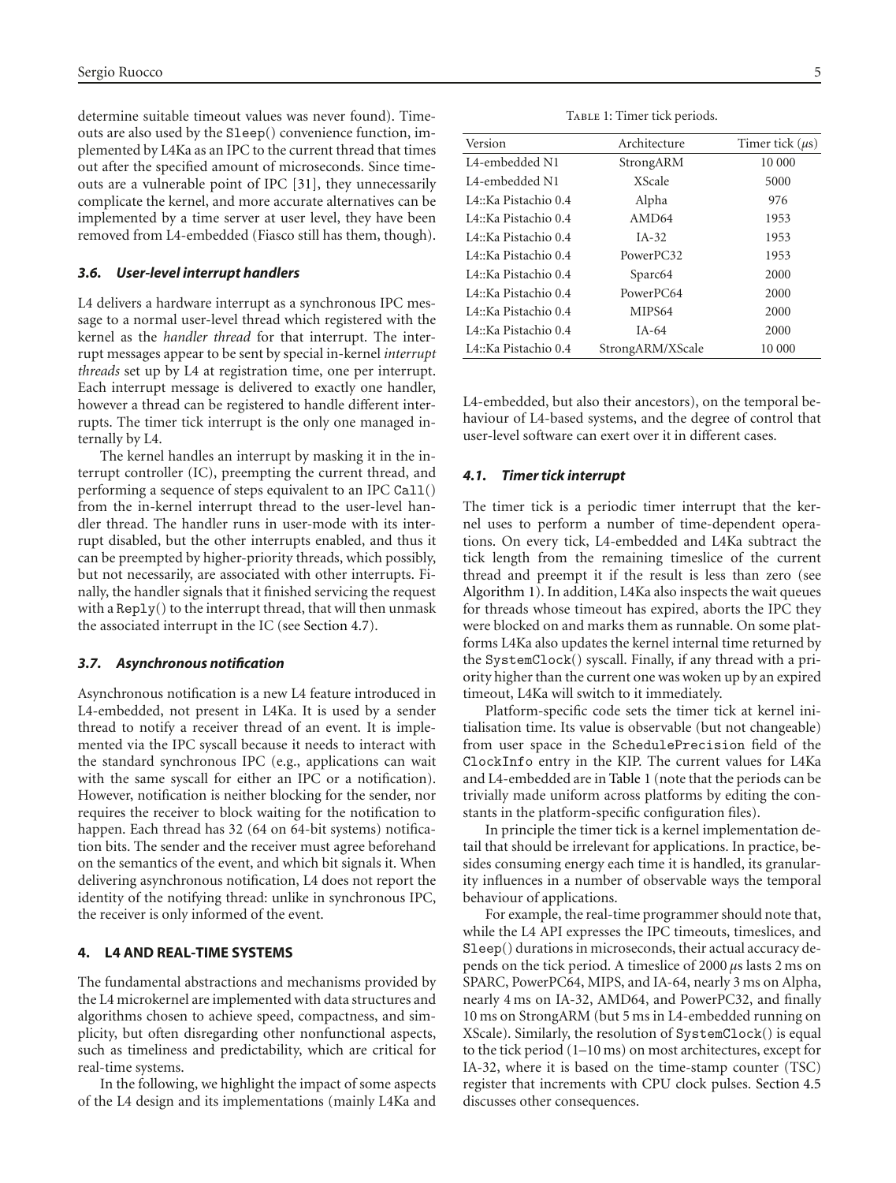determine suitable timeout values was never found). Timeouts are also used by the Sleep() convenience function, implemented by L4Ka as an IPC to the current thread that times out after the specified amount of microseconds. Since timeouts are a vulnerable point of IPC [31], they unnecessarily complicate the kernel, and more accurate alternatives can be implemented by a time server at user level, they have been removed from L4-embedded (Fiasco still has them, though).

### 3.6. User-level interrupt handlers

L4 delivers a hardware interrupt as a synchronous IPC message to a normal user-level thread which registered with the kernel as the *handler thread* for that interrupt. The interrupt messages appear to be sent by special in-kernel *interrupt threads* set up by L4 at registration time, one per interrupt. Each interrupt message is delivered to exactly one handler, however a thread can be registered to handle different interrupts. The timer tick interrupt is the only one managed internally by L4.

The kernel handles an interrupt by masking it in the interrupt controller (IC), preempting the current thread, and performing a sequence of steps equivalent to an IPC Call() from the in-kernel interrupt thread to the user-level handler thread. The handler runs in user-mode with its interrupt disabled, but the other interrupts enabled, and thus it can be preempted by higher-priority threads, which possibly, but not necessarily, are associated with other interrupts. Finally, the handler signals that it finished servicing the request with a Reply() to the interrupt thread, that will then unmask the associated interrupt in the IC (see Section 4.7).

### 3.7. Asynchronous notification

Asynchronous notification is a new L4 feature introduced in L4-embedded, not present in L4Ka. It is used by a sender thread to notify a receiver thread of an event. It is implemented via the IPC syscall because it needs to interact with the standard synchronous IPC (e.g., applications can wait with the same syscall for either an IPC or a notification). However, notification is neither blocking for the sender, nor requires the receiver to block waiting for the notification to happen. Each thread has 32 (64 on 64-bit systems) notification bits. The sender and the receiver must agree beforehand on the semantics of the event, and which bit signals it. When delivering asynchronous notification, L4 does not report the identity of the notifying thread: unlike in synchronous IPC, the receiver is only informed of the event.

## 4. L4 AND REAL-TIME SYSTEMS

The fundamental abstractions and mechanisms provided by the L4 microkernel are implemented with data structures and algorithms chosen to achieve speed, compactness, and simplicity, but often disregarding other nonfunctional aspects, such as timeliness and predictability, which are critical for real-time systems.

In the following, we highlight the impact of some aspects of the L4 design and its implementations (mainly L4Ka and L4-embedded, but also their ancestors), on the temporal behaviour of L4-based systems, and the degree of control that user-level software can exert over it in different cases.

Table 1: Timer tick periods.

| Version | Architecture | Timer tick ($\mu$s) |
|---|---|---|
| L4-embedded N1 | StrongARM | 10 000 |
| L4-embedded N1 | XScale | 5000 |
| L4::Ka Pistachio 0.4 | Alpha | 976 |
| L4::Ka Pistachio 0.4 | AMD64 | 1953 |
| L4::Ka Pistachio 0.4 | IA-32 | 1953 |
| L4::Ka Pistachio 0.4 | PowerPC32 | 1953 |
| L4::Ka Pistachio 0.4 | Sparc64 | 2000 |
| L4::Ka Pistachio 0.4 | PowerPC64 | 2000 |
| L4::Ka Pistachio 0.4 | MIPS64 | 2000 |
| L4::Ka Pistachio 0.4 | IA-64 | 2000 |
| L4::Ka Pistachio 0.4 | StrongARM/XScale | 10 000 |

### 4.1. Timer tick interrupt

The timer tick is a periodic timer interrupt that the kernel uses to perform a number of time-dependent operations. On every tick, L4-embedded and L4Ka subtract the tick length from the remaining timeslice of the current thread and preempt it if the result is less than zero (see Algorithm 1). In addition, L4Ka also inspects the wait queues for threads whose timeout has expired, aborts the IPC they were blocked on and marks them as runnable. On some platforms L4Ka also updates the kernel internal time returned by the SystemClock() syscall. Finally, if any thread with a priority higher than the current one was woken up by an expired timeout, L4Ka will switch to it immediately.

Platform-specific code sets the timer tick at kernel initialisation time. Its value is observable (but not changeable) from user space in the SchedulePrecision field of the ClockInfo entry in the KIP. The current values for L4Ka and L4-embedded are in Table 1 (note that the periods can be trivially made uniform across platforms by editing the constants in the platform-specific configuration files).

In principle the timer tick is a kernel implementation detail that should be irrelevant for applications. In practice, besides consuming energy each time it is handled, its granularity influences in a number of observable ways the temporal behaviour of applications.

For example, the real-time programmer should note that, while the L4 API expresses the IPC timeouts, timeslices, and Sleep() durations in microseconds, their actual accuracy depends on the tick period. A timeslice of 2000 $\mu$s lasts 2 ms on SPARC, PowerPC64, MIPS, and IA-64, nearly 3 ms on Alpha, nearly 4 ms on IA-32, AMD64, and PowerPC32, and finally 10 ms on StrongARM (but 5 ms in L4-embedded running on XScale). Similarly, the resolution of SystemClock() is equal to the tick period (1–10 ms) on most architectures, except for IA-32, where it is based on the time-stamp counter (TSC) register that increments with CPU clock pulses. Section 4.5 discusses other consequences.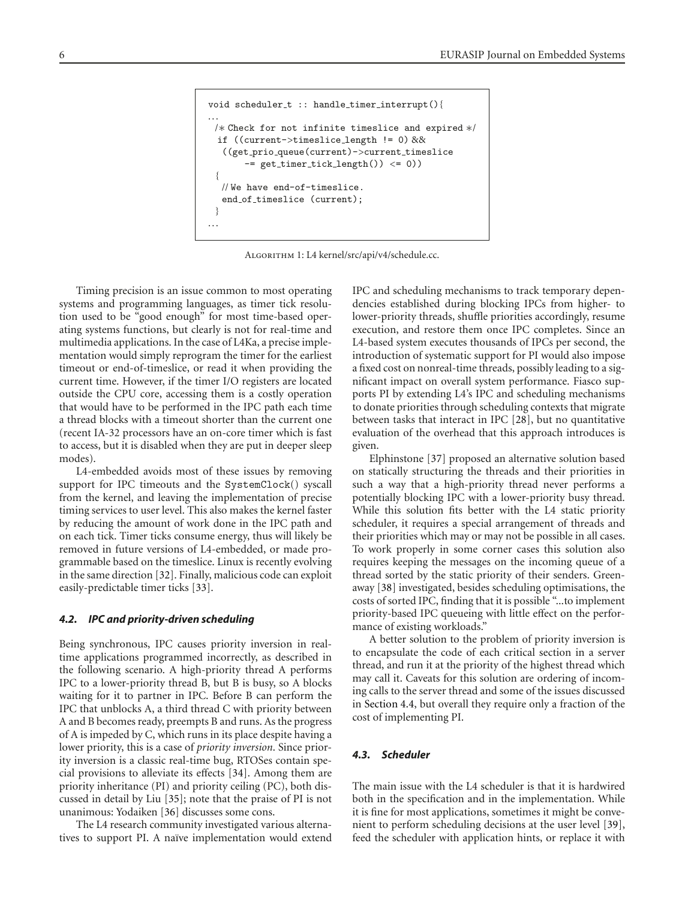```
void scheduler_t :: handle_timer_interrupt(){
...
 /* Check for not infinite timeslice and expired */
  if ((current->timeslice_length != 0) &&
   ((get_prio_queue(current)->current_timeslice
        -= get_timer_tick_length()) <= 0))
 {
   // We have end-of-timeslice.
   end_of_timeslice (current);
 }
...
```

Algorithm 1: L4 kernel/src/api/v4/schedule.cc.

Timing precision is an issue common to most operating systems and programming languages, as timer tick resolution used to be "good enough" for most time-based operating systems functions, but clearly is not for real-time and multimedia applications. In the case of L4Ka, a precise implementation would simply reprogram the timer for the earliest timeout or end-of-timeslice, or read it when providing the current time. However, if the timer I/O registers are located outside the CPU core, accessing them is a costly operation that would have to be performed in the IPC path each time a thread blocks with a timeout shorter than the current one (recent IA-32 processors have an on-core timer which is fast to access, but it is disabled when they are put in deeper sleep modes).

L4-embedded avoids most of these issues by removing support for IPC timeouts and the SystemClock() syscall from the kernel, and leaving the implementation of precise timing services to user level. This also makes the kernel faster by reducing the amount of work done in the IPC path and on each tick. Timer ticks consume energy, thus will likely be removed in future versions of L4-embedded, or made programmable based on the timeslice. Linux is recently evolving in the same direction [32]. Finally, malicious code can exploit easily-predictable timer ticks [33].

### 4.2. IPC and priority-driven scheduling

Being synchronous, IPC causes priority inversion in real-time applications programmed incorrectly, as described in the following scenario. A high-priority thread A performs IPC to a lower-priority thread B, but B is busy, so A blocks waiting for it to partner in IPC. Before B can perform the IPC that unblocks A, a third thread C with priority between A and B becomes ready, preempts B and runs. As the progress of A is impeded by C, which runs in its place despite having a lower priority, this is a case of *priority inversion*. Since priority inversion is a classic real-time bug, RTOSes contain special provisions to alleviate its effects [34]. Among them are priority inheritance (PI) and priority ceiling (PC), both discussed in detail by Liu [35]; note that the praise of PI is not unanimous: Yodaiken [36] discusses some cons.

The L4 research community investigated various alternatives to support PI. A naïve implementation would extend IPC and scheduling mechanisms to track temporary dependencies established during blocking IPCs from higher- to lower-priority threads, shuffle priorities accordingly, resume execution, and restore them once IPC completes. Since an L4-based system executes thousands of IPCs per second, the introduction of systematic support for PI would also impose a fixed cost on nonreal-time threads, possibly leading to a significant impact on overall system performance. Fiasco supports PI by extending L4's IPC and scheduling mechanisms to donate priorities through scheduling contexts that migrate between tasks that interact in IPC [28], but no quantitative evaluation of the overhead that this approach introduces is given.

Elphinstone [37] proposed an alternative solution based on statically structuring the threads and their priorities in such a way that a high-priority thread never performs a potentially blocking IPC with a lower-priority busy thread. While this solution fits better with the L4 static priority scheduler, it requires a special arrangement of threads and their priorities which may or may not be possible in all cases. To work properly in some corner cases this solution also requires keeping the messages on the incoming queue of a thread sorted by the static priority of their senders. Greenaway [38] investigated, besides scheduling optimisations, the costs of sorted IPC, finding that it is possible "...to implement priority-based IPC queueing with little effect on the performance of existing workloads."

A better solution to the problem of priority inversion is to encapsulate the code of each critical section in a server thread, and run it at the priority of the highest thread which may call it. Caveats for this solution are ordering of incoming calls to the server thread and some of the issues discussed in Section 4.4, but overall they require only a fraction of the cost of implementing PI.

### 4.3. Scheduler

The main issue with the L4 scheduler is that it is hardwired both in the specification and in the implementation. While it is fine for most applications, sometimes it might be convenient to perform scheduling decisions at the user level [39], feed the scheduler with application hints, or replace it with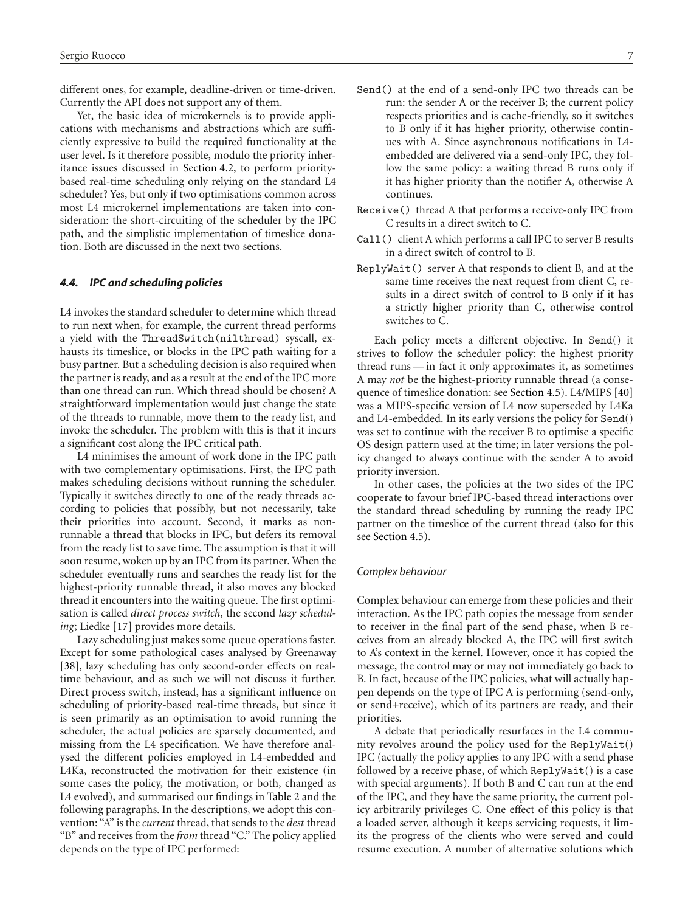different ones, for example, deadline-driven or time-driven. Currently the API does not support any of them.

Yet, the basic idea of microkernels is to provide applications with mechanisms and abstractions which are sufficiently expressive to build the required functionality at the user level. Is it therefore possible, modulo the priority inheritance issues discussed in Section 4.2, to perform priority-based real-time scheduling only relying on the standard L4 scheduler? Yes, but only if two optimisations common across most L4 microkernel implementations are taken into consideration: the short-circuiting of the scheduler by the IPC path, and the simplistic implementation of timeslice donation. Both are discussed in the next two sections.

### 4.4. IPC and scheduling policies

L4 invokes the standard scheduler to determine which thread to run next when, for example, the current thread performs a yield with the `ThreadSwitch(nilthread)` syscall, exhausts its timeslice, or blocks in the IPC path waiting for a busy partner. But a scheduling decision is also required when the partner is ready, and as a result at the end of the IPC more than one thread can run. Which thread should be chosen? A straightforward implementation would just change the state of the threads to runnable, move them to the ready list, and invoke the scheduler. The problem with this is that it incurs a significant cost along the IPC critical path.

L4 minimises the amount of work done in the IPC path with two complementary optimisations. First, the IPC path makes scheduling decisions without running the scheduler. Typically it switches directly to one of the ready threads according to policies that possibly, but not necessarily, take their priorities into account. Second, it marks as non-runnable a thread that blocks in IPC, but defers its removal from the ready list to save time. The assumption is that it will soon resume, woken up by an IPC from its partner. When the scheduler eventually runs and searches the ready list for the highest-priority runnable thread, it also moves any blocked thread it encounters into the waiting queue. The first optimisation is called *direct process switch*, the second *lazy scheduling*; Liedke [17] provides more details.

Lazy scheduling just makes some queue operations faster. Except for some pathological cases analysed by Greenaway [38], lazy scheduling has only second-order effects on real-time behaviour, and as such we will not discuss it further. Direct process switch, instead, has a significant influence on scheduling of priority-based real-time threads, but since it is seen primarily as an optimisation to avoid running the scheduler, the actual policies are sparsely documented, and missing from the L4 specification. We have therefore analysed the different policies employed in L4-embedded and L4Ka, reconstructed the motivation for their existence (in some cases the policy, the motivation, or both, changed as L4 evolved), and summarised our findings in Table 2 and the following paragraphs. In the descriptions, we adopt this convention: "A" is the *current* thread, that sends to the *dest* thread "B" and receives from the *from* thread "C." The policy applied depends on the type of IPC performed:

- `Send()` at the end of a send-only IPC two threads can be run: the sender A or the receiver B; the current policy respects priorities and is cache-friendly, so it switches to B only if it has higher priority, otherwise continues with A. Since asynchronous notifications in L4-embedded are delivered via a send-only IPC, they follow the same policy: a waiting thread B runs only if it has higher priority than the notifier A, otherwise A continues.
- `Receive()` thread A that performs a receive-only IPC from C results in a direct switch to C.
- `Call()` client A which performs a call IPC to server B results in a direct switch of control to B.
- `ReplyWait()` server A that responds to client B, and at the same time receives the next request from client C, results in a direct switch of control to B only if it has a strictly higher priority than C, otherwise control switches to C.

Each policy meets a different objective. In `Send()` it strives to follow the scheduler policy: the highest priority thread runs — in fact it only approximates it, as sometimes A may *not* be the highest-priority runnable thread (a consequence of timeslice donation: see Section 4.5). L4/MIPS [40] was a MIPS-specific version of L4 now superseded by L4Ka and L4-embedded. In its early versions the policy for `Send()` was set to continue with the receiver B to optimise a specific OS design pattern used at the time; in later versions the policy changed to always continue with the sender A to avoid priority inversion.

In other cases, the policies at the two sides of the IPC cooperate to favour brief IPC-based thread interactions over the standard thread scheduling by running the ready IPC partner on the timeslice of the current thread (also for this see Section 4.5).

#### Complex behaviour

Complex behaviour can emerge from these policies and their interaction. As the IPC path copies the message from sender to receiver in the final part of the send phase, when B receives from an already blocked A, the IPC will first switch to A's context in the kernel. However, once it has copied the message, the control may or may not immediately go back to B. In fact, because of the IPC policies, what will actually happen depends on the type of IPC A is performing (send-only, or send+receive), which of its partners are ready, and their priorities.

A debate that periodically resurfaces in the L4 community revolves around the policy used for the `ReplyWait()` IPC (actually the policy applies to any IPC with a send phase followed by a receive phase, of which `ReplyWait()` is a case with special arguments). If both B and C can run at the end of the IPC, and they have the same priority, the current policy arbitrarily privileges C. One effect of this policy is that a loaded server, although it keeps servicing requests, it limits the progress of the clients who were served and could resume execution. A number of alternative solutions which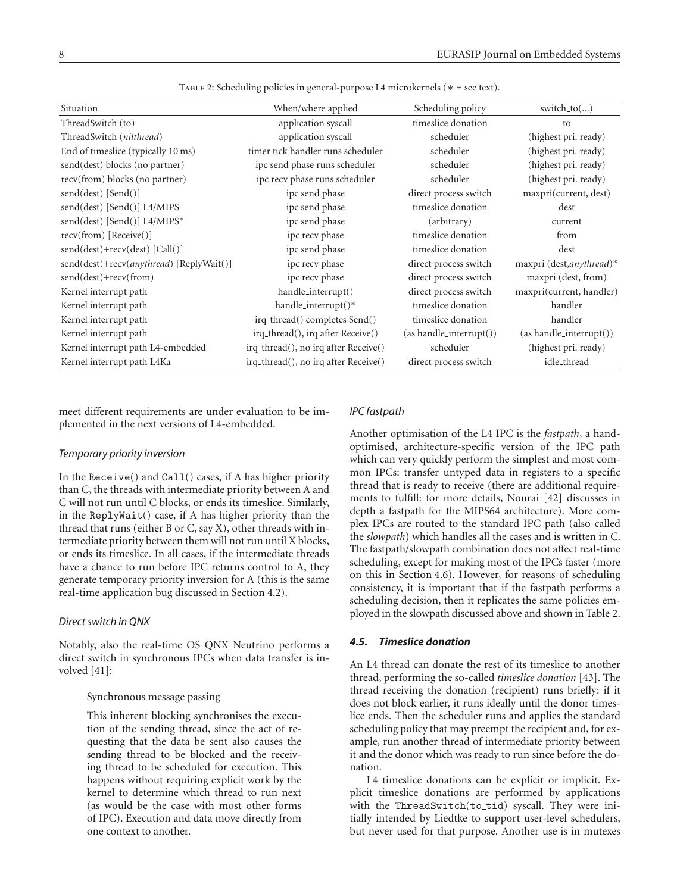Table 2: Scheduling policies in general-purpose L4 microkernels (∗ = see text).

| Situation | When/where applied | Scheduling policy | switch_to(...) |
|---|---|---|---|
| ThreadSwitch (to) | application syscall | timeslice donation | to |
| ThreadSwitch (*nilthread*) | application syscall | scheduler | (highest pri. ready) |
| End of timeslice (typically 10 ms) | timer tick handler runs scheduler | scheduler | (highest pri. ready) |
| send(dest) blocks (no partner) | ipc send phase runs scheduler | scheduler | (highest pri. ready) |
| recv(from) blocks (no partner) | ipc recv phase runs scheduler | scheduler | (highest pri. ready) |
| send(dest) [Send()] | ipc send phase | direct process switch | maxpri(current, dest) |
| send(dest) [Send()] L4/MIPS | ipc send phase | timeslice donation | dest |
| send(dest) [Send()] L4/MIPS∗ | ipc send phase | (arbitrary) | current |
| recv(from) [Receive()] | ipc recv phase | timeslice donation | from |
| send(dest)+recv(dest) [Call()] | ipc send phase | timeslice donation | dest |
| send(dest)+recv(*anythread*) [ReplyWait()] | ipc recv phase | direct process switch | maxpri (dest,*anythread*)∗ |
| send(dest)+recv(from) | ipc recv phase | direct process switch | maxpri (dest, from) |
| Kernel interrupt path | handle_interrupt() | direct process switch | maxpri(current, handler) |
| Kernel interrupt path | handle_interrupt()∗ | timeslice donation | handler |
| Kernel interrupt path | irq_thread() completes Send() | timeslice donation | handler |
| Kernel interrupt path | irq_thread(), irq after Receive() | (as handle_interrupt()) | (as handle_interrupt()) |
| Kernel interrupt path L4-embedded | irq_thread(), no irq after Receive() | scheduler | (highest pri. ready) |
| Kernel interrupt path L4Ka | irq_thread(), no irq after Receive() | direct process switch | idle_thread |

meet different requirements are under evaluation to be implemented in the next versions of L4-embedded.

*Temporary priority inversion*

In the Receive() and Call() cases, if A has higher priority than C, the threads with intermediate priority between A and C will not run until C blocks, or ends its timeslice. Similarly, in the ReplyWait() case, if A has higher priority than the thread that runs (either B or C, say X), other threads with intermediate priority between them will not run until X blocks, or ends its timeslice. In all cases, if the intermediate threads have a chance to run before IPC returns control to A, they generate temporary priority inversion for A (this is the same real-time application bug discussed in Section 4.2).

*Direct switch in QNX*

Notably, also the real-time OS QNX Neutrino performs a direct switch in synchronous IPCs when data transfer is involved [41]:

> Synchronous message passing
>
> This inherent blocking synchronises the execution of the sending thread, since the act of requesting that the data be sent also causes the sending thread to be blocked and the receiving thread to be scheduled for execution. This happens without requiring explicit work by the kernel to determine which thread to run next (as would be the case with most other forms of IPC). Execution and data move directly from one context to another.

*IPC fastpath*

Another optimisation of the L4 IPC is the *fastpath*, a hand-optimised, architecture-specific version of the IPC path which can very quickly perform the simplest and most common IPCs: transfer untyped data in registers to a specific thread that is ready to receive (there are additional requirements to fulfill: for more details, Nourai [42] discusses in depth a fastpath for the MIPS64 architecture). More complex IPCs are routed to the standard IPC path (also called the *slowpath*) which handles all the cases and is written in C. The fastpath/slowpath combination does not affect real-time scheduling, except for making most of the IPCs faster (more on this in Section 4.6). However, for reasons of scheduling consistency, it is important that if the fastpath performs a scheduling decision, then it replicates the same policies employed in the slowpath discussed above and shown in Table 2.

### *4.5. Timeslice donation*

An L4 thread can donate the rest of its timeslice to another thread, performing the so-called *timeslice donation* [43]. The thread receiving the donation (recipient) runs briefly: if it does not block earlier, it runs ideally until the donor timeslice ends. Then the scheduler runs and applies the standard scheduling policy that may preempt the recipient and, for example, run another thread of intermediate priority between it and the donor which was ready to run since before the donation.

L4 timeslice donations can be explicit or implicit. Explicit timeslice donations are performed by applications with the ThreadSwitch(to_tid) syscall. They were initially intended by Liedtke to support user-level schedulers, but never used for that purpose. Another use is in mutexes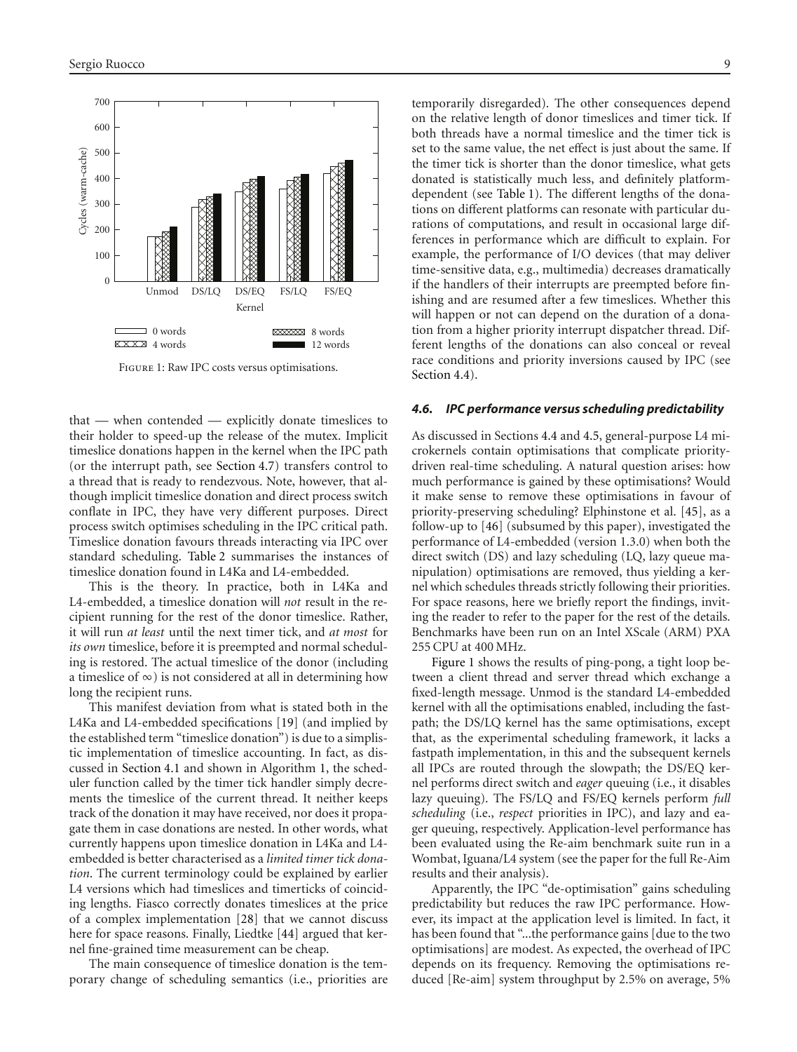FIGURE 1: Raw IPC costs versus optimisations.

that — when contended — explicitly donate timeslices to their holder to speed-up the release of the mutex. Implicit timeslice donations happen in the kernel when the IPC path (or the interrupt path, see Section 4.7) transfers control to a thread that is ready to rendezvous. Note, however, that although implicit timeslice donation and direct process switch conflate in IPC, they have very different purposes. Direct process switch optimises scheduling in the IPC critical path. Timeslice donation favours threads interacting via IPC over standard scheduling. Table 2 summarises the instances of timeslice donation found in L4Ka and L4-embedded.

This is the theory. In practice, both in L4Ka and L4-embedded, a timeslice donation will *not* result in the recipient running for the rest of the donor timeslice. Rather, it will run *at least* until the next timer tick, and *at most* for *its own* timeslice, before it is preempted and normal scheduling is restored. The actual timeslice of the donor (including a timeslice of $\infty$) is not considered at all in determining how long the recipient runs.

This manifest deviation from what is stated both in the L4Ka and L4-embedded specifications [19] (and implied by the established term "timeslice donation") is due to a simplistic implementation of timeslice accounting. In fact, as discussed in Section 4.1 and shown in Algorithm 1, the scheduler function called by the timer tick handler simply decrements the timeslice of the current thread. It neither keeps track of the donation it may have received, nor does it propagate them in case donations are nested. In other words, what currently happens upon timeslice donation in L4Ka and L4-embedded is better characterised as a *limited timer tick donation*. The current terminology could be explained by earlier L4 versions which had timeslices and timerticks of coinciding lengths. Fiasco correctly donates timeslices at the price of a complex implementation [28] that we cannot discuss here for space reasons. Finally, Liedtke [44] argued that kernel fine-grained time measurement can be cheap.

The main consequence of timeslice donation is the temporary change of scheduling semantics (i.e., priorities are temporarily disregarded). The other consequences depend on the relative length of donor timeslices and timer tick. If both threads have a normal timeslice and the timer tick is set to the same value, the net effect is just about the same. If the timer tick is shorter than the donor timeslice, what gets donated is statistically much less, and definitely platform-dependent (see Table 1). The different lengths of the donations on different platforms can resonate with particular durations of computations, and result in occasional large differences in performance which are difficult to explain. For example, the performance of I/O devices (that may deliver time-sensitive data, e.g., multimedia) decreases dramatically if the handlers of their interrupts are preempted before finishing and are resumed after a few timeslices. Whether this will happen or not can depend on the duration of a donation from a higher priority interrupt dispatcher thread. Different lengths of the donations can also conceal or reveal race conditions and priority inversions caused by IPC (see Section 4.4).

### *4.6. IPC performance versus scheduling predictability*

As discussed in Sections 4.4 and 4.5, general-purpose L4 microkernels contain optimisations that complicate priority-driven real-time scheduling. A natural question arises: how much performance is gained by these optimisations? Would it make sense to remove these optimisations in favour of priority-preserving scheduling? Elphinstone et al. [45], as a follow-up to [46] (subsumed by this paper), investigated the performance of L4-embedded (version 1.3.0) when both the direct switch (DS) and lazy scheduling (LQ, lazy queue manipulation) optimisations are removed, thus yielding a kernel which schedules threads strictly following their priorities. For space reasons, here we briefly report the findings, inviting the reader to refer to the paper for the rest of the details. Benchmarks have been run on an Intel XScale (ARM) PXA 255 CPU at 400 MHz.

Figure 1 shows the results of ping-pong, a tight loop between a client thread and server thread which exchange a fixed-length message. Unmod is the standard L4-embedded kernel with all the optimisations enabled, including the fastpath; the DS/LQ kernel has the same optimisations, except that, as the experimental scheduling framework, it lacks a fastpath implementation, in this and the subsequent kernels all IPCs are routed through the slowpath; the DS/EQ kernel performs direct switch and *eager* queuing (i.e., it disables lazy queuing). The FS/LQ and FS/EQ kernels perform *full scheduling* (i.e., *respect* priorities in IPC), and lazy and eager queuing, respectively. Application-level performance has been evaluated using the Re-aim benchmark suite run in a Wombat, Iguana/L4 system (see the paper for the full Re-Aim results and their analysis).

Apparently, the IPC "de-optimisation" gains scheduling predictability but reduces the raw IPC performance. However, its impact at the application level is limited. In fact, it has been found that "...the performance gains [due to the two optimisations] are modest. As expected, the overhead of IPC depends on its frequency. Removing the optimisations reduced [Re-aim] system throughput by 2.5% on average, 5%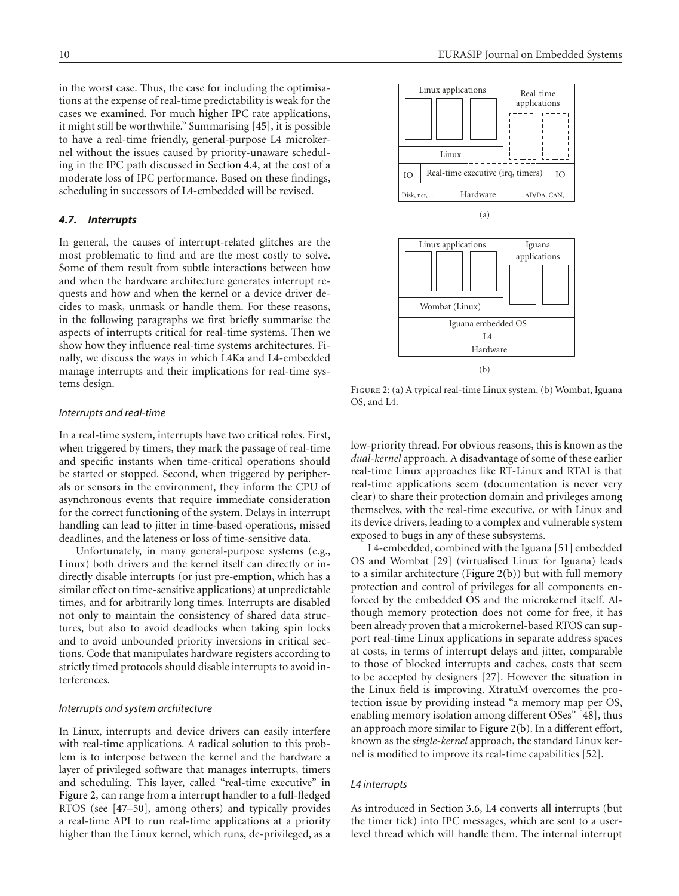in the worst case. Thus, the case for including the optimisations at the expense of real-time predictability is weak for the cases we examined. For much higher IPC rate applications, it might still be worthwhile." Summarising [45], it is possible to have a real-time friendly, general-purpose L4 microkernel without the issues caused by priority-unaware scheduling in the IPC path discussed in Section 4.4, at the cost of a moderate loss of IPC performance. Based on these findings, scheduling in successors of L4-embedded will be revised.

### *4.7. Interrupts*

In general, the causes of interrupt-related glitches are the most problematic to find and are the most costly to solve. Some of them result from subtle interactions between how and when the hardware architecture generates interrupt requests and how and when the kernel or a device driver decides to mask, unmask or handle them. For these reasons, in the following paragraphs we first briefly summarise the aspects of interrupts critical for real-time systems. Then we show how they influence real-time systems architectures. Finally, we discuss the ways in which L4Ka and L4-embedded manage interrupts and their implications for real-time systems design.

#### *Interrupts and real-time*

In a real-time system, interrupts have two critical roles. First, when triggered by timers, they mark the passage of real-time and specific instants when time-critical operations should be started or stopped. Second, when triggered by peripherals or sensors in the environment, they inform the CPU of asynchronous events that require immediate consideration for the correct functioning of the system. Delays in interrupt handling can lead to jitter in time-based operations, missed deadlines, and the lateness or loss of time-sensitive data.

Unfortunately, in many general-purpose systems (e.g., Linux) both drivers and the kernel itself can directly or indirectly disable interrupts (or just pre-emption, which has a similar effect on time-sensitive applications) at unpredictable times, and for arbitrarily long times. Interrupts are disabled not only to maintain the consistency of shared data structures, but also to avoid deadlocks when taking spin locks and to avoid unbounded priority inversions in critical sections. Code that manipulates hardware registers according to strictly timed protocols should disable interrupts to avoid interferences.

#### *Interrupts and system architecture*

In Linux, interrupts and device drivers can easily interfere with real-time applications. A radical solution to this problem is to interpose between the kernel and the hardware a layer of privileged software that manages interrupts, timers and scheduling. This layer, called "real-time executive" in Figure 2, can range from a interrupt handler to a full-fledged RTOS (see [47–50], among others) and typically provides a real-time API to run real-time applications at a priority higher than the Linux kernel, which runs, de-privileged, as a low-priority thread. For obvious reasons, this is known as the *dual-kernel* approach. A disadvantage of some of these earlier real-time Linux approaches like RT-Linux and RTAI is that real-time applications seem (documentation is never very clear) to share their protection domain and privileges among themselves, with the real-time executive, or with Linux and its device drivers, leading to a complex and vulnerable system exposed to bugs in any of these subsystems.

Linux applications

Real-time applications

Linux

IO

Real-time executive (irq, timers)

IO

Disk, net, ...

Hardware

... AD/DA, CAN, ...

(a)

Linux applications

Iguana applications

Wombat (Linux)

Iguana embedded OS

L4

Hardware

(b)

Figure 2: (a) A typical real-time Linux system. (b) Wombat, Iguana OS, and L4.

L4-embedded, combined with the Iguana [51] embedded OS and Wombat [29] (virtualised Linux for Iguana) leads to a similar architecture (Figure 2(b)) but with full memory protection and control of privileges for all components enforced by the embedded OS and the microkernel itself. Although memory protection does not come for free, it has been already proven that a microkernel-based RTOS can support real-time Linux applications in separate address spaces at costs, in terms of interrupt delays and jitter, comparable to those of blocked interrupts and caches, costs that seem to be accepted by designers [27]. However the situation in the Linux field is improving. XtratuM overcomes the protection issue by providing instead "a memory map per OS, enabling memory isolation among different OSes" [48], thus an approach more similar to Figure 2(b). In a different effort, known as the *single-kernel* approach, the standard Linux kernel is modified to improve its real-time capabilities [52].

#### *L4 interrupts*

As introduced in Section 3.6, L4 converts all interrupts (but the timer tick) into IPC messages, which are sent to a user-level thread which will handle them. The internal interrupt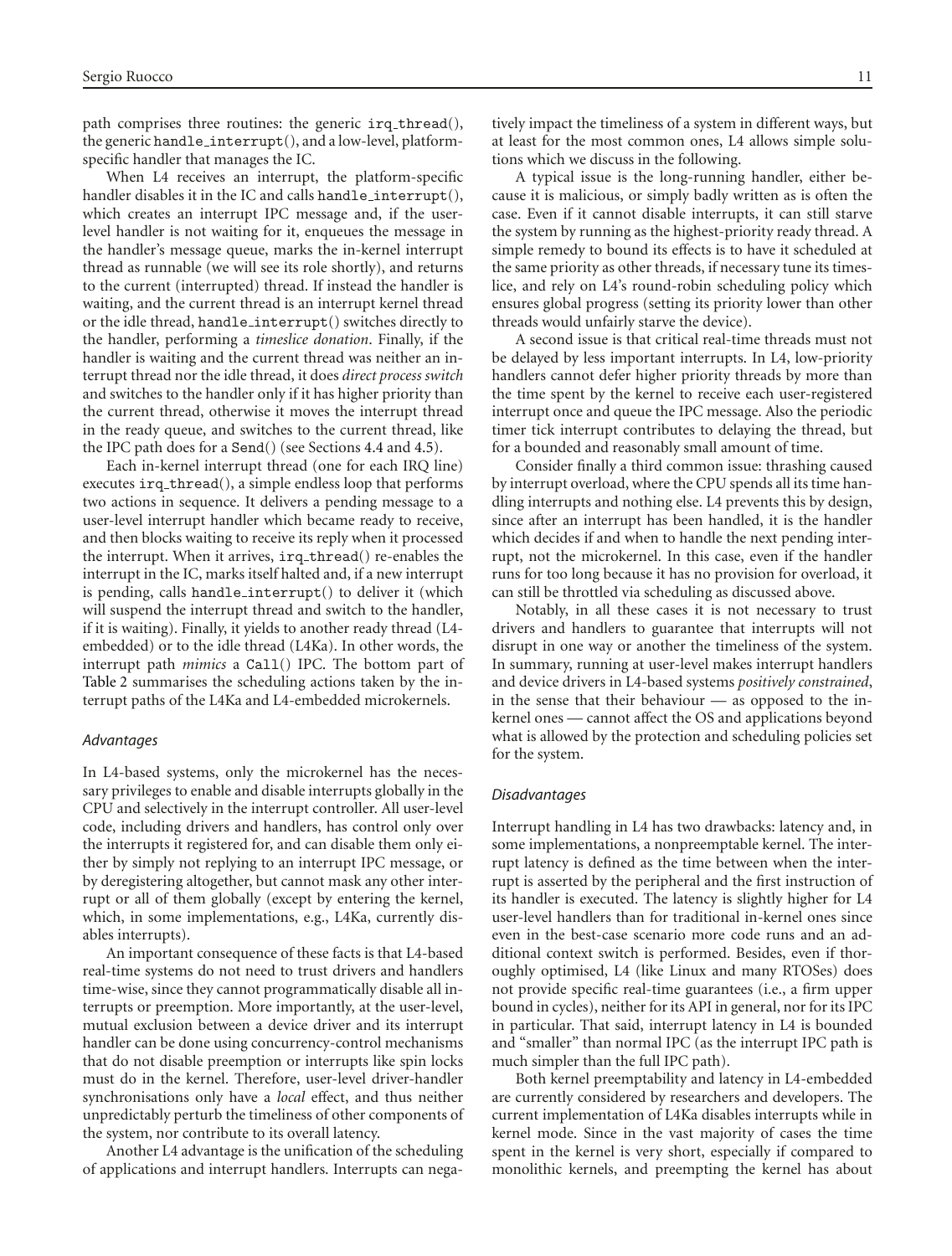path comprises three routines: the generic irq_thread(), the generic handle_interrupt(), and a low-level, platform-specific handler that manages the IC.

When L4 receives an interrupt, the platform-specific handler disables it in the IC and calls handle_interrupt(), which creates an interrupt IPC message and, if the user-level handler is not waiting for it, enqueues the message in the handler's message queue, marks the in-kernel interrupt thread as runnable (we will see its role shortly), and returns to the current (interrupted) thread. If instead the handler is waiting, and the current thread is an interrupt kernel thread or the idle thread, handle_interrupt() switches directly to the handler, performing a *timeslice donation*. Finally, if the handler is waiting and the current thread was neither an interrupt thread nor the idle thread, it does *direct process switch* and switches to the handler only if it has higher priority than the current thread, otherwise it moves the interrupt thread in the ready queue, and switches to the current thread, like the IPC path does for a Send() (see Sections 4.4 and 4.5).

Each in-kernel interrupt thread (one for each IRQ line) executes irq_thread(), a simple endless loop that performs two actions in sequence. It delivers a pending message to a user-level interrupt handler which became ready to receive, and then blocks waiting to receive its reply when it processed the interrupt. When it arrives, irq_thread() re-enables the interrupt in the IC, marks itself halted and, if a new interrupt is pending, calls handle_interrupt() to deliver it (which will suspend the interrupt thread and switch to the handler, if it is waiting). Finally, it yields to another ready thread (L4-embedded) or to the idle thread (L4Ka). In other words, the interrupt path *mimics* a Call() IPC. The bottom part of Table 2 summarises the scheduling actions taken by the interrupt paths of the L4Ka and L4-embedded microkernels.

### *Advantages*

In L4-based systems, only the microkernel has the necessary privileges to enable and disable interrupts globally in the CPU and selectively in the interrupt controller. All user-level code, including drivers and handlers, has control only over the interrupts it registered for, and can disable them only either by simply not replying to an interrupt IPC message, or by deregistering altogether, but cannot mask any other interrupt or all of them globally (except by entering the kernel, which, in some implementations, e.g., L4Ka, currently disables interrupts).

An important consequence of these facts is that L4-based real-time systems do not need to trust drivers and handlers time-wise, since they cannot programmatically disable all interrupts or preemption. More importantly, at the user-level, mutual exclusion between a device driver and its interrupt handler can be done using concurrency-control mechanisms that do not disable preemption or interrupts like spin locks must do in the kernel. Therefore, user-level driver-handler synchronisations only have a *local* effect, and thus neither unpredictably perturb the timeliness of other components of the system, nor contribute to its overall latency.

Another L4 advantage is the unification of the scheduling of applications and interrupt handlers. Interrupts can negatively impact the timeliness of a system in different ways, but at least for the most common ones, L4 allows simple solutions which we discuss in the following.

A typical issue is the long-running handler, either because it is malicious, or simply badly written as is often the case. Even if it cannot disable interrupts, it can still starve the system by running as the highest-priority ready thread. A simple remedy to bound its effects is to have it scheduled at the same priority as other threads, if necessary tune its timeslice, and rely on L4's round-robin scheduling policy which ensures global progress (setting its priority lower than other threads would unfairly starve the device).

A second issue is that critical real-time threads must not be delayed by less important interrupts. In L4, low-priority handlers cannot defer higher priority threads by more than the time spent by the kernel to receive each user-registered interrupt once and queue the IPC message. Also the periodic timer tick interrupt contributes to delaying the thread, but for a bounded and reasonably small amount of time.

Consider finally a third common issue: thrashing caused by interrupt overload, where the CPU spends all its time handling interrupts and nothing else. L4 prevents this by design, since after an interrupt has been handled, it is the handler which decides if and when to handle the next pending interrupt, not the microkernel. In this case, even if the handler runs for too long because it has no provision for overload, it can still be throttled via scheduling as discussed above.

Notably, in all these cases it is not necessary to trust drivers and handlers to guarantee that interrupts will not disrupt in one way or another the timeliness of the system. In summary, running at user-level makes interrupt handlers and device drivers in L4-based systems *positively constrained*, in the sense that their behaviour — as opposed to the in-kernel ones — cannot affect the OS and applications beyond what is allowed by the protection and scheduling policies set for the system.

### *Disadvantages*

Interrupt handling in L4 has two drawbacks: latency and, in some implementations, a nonpreemptable kernel. The interrupt latency is defined as the time between when the interrupt is asserted by the peripheral and the first instruction of its handler is executed. The latency is slightly higher for L4 user-level handlers than for traditional in-kernel ones since even in the best-case scenario more code runs and an additional context switch is performed. Besides, even if thoroughly optimised, L4 (like Linux and many RTOSes) does not provide specific real-time guarantees (i.e., a firm upper bound in cycles), neither for its API in general, nor for its IPC in particular. That said, interrupt latency in L4 is bounded and "smaller" than normal IPC (as the interrupt IPC path is much simpler than the full IPC path).

Both kernel preemptability and latency in L4-embedded are currently considered by researchers and developers. The current implementation of L4Ka disables interrupts while in kernel mode. Since in the vast majority of cases the time spent in the kernel is very short, especially if compared to monolithic kernels, and preempting the kernel has about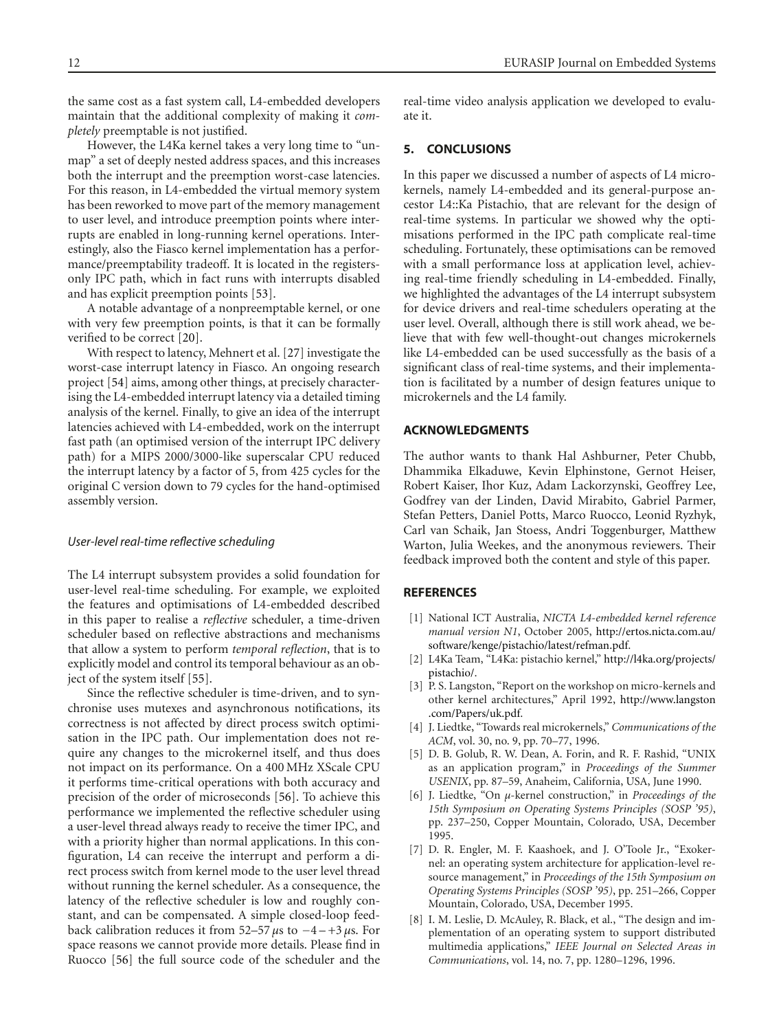the same cost as a fast system call, L4-embedded developers maintain that the additional complexity of making it *completely* preemptable is not justified.

However, the L4Ka kernel takes a very long time to "unmap" a set of deeply nested address spaces, and this increases both the interrupt and the preemption worst-case latencies. For this reason, in L4-embedded the virtual memory system has been reworked to move part of the memory management to user level, and introduce preemption points where interrupts are enabled in long-running kernel operations. Interestingly, also the Fiasco kernel implementation has a performance/preemptability tradeoff. It is located in the registers-only IPC path, which in fact runs with interrupts disabled and has explicit preemption points [53].

A notable advantage of a nonpreemptable kernel, or one with very few preemption points, is that it can be formally verified to be correct [20].

With respect to latency, Mehnert et al. [27] investigate the worst-case interrupt latency in Fiasco. An ongoing research project [54] aims, among other things, at precisely characterising the L4-embedded interrupt latency via a detailed timing analysis of the kernel. Finally, to give an idea of the interrupt latencies achieved with L4-embedded, work on the interrupt fast path (an optimised version of the interrupt IPC delivery path) for a MIPS 2000/3000-like superscalar CPU reduced the interrupt latency by a factor of 5, from 425 cycles for the original C version down to 79 cycles for the hand-optimised assembly version.

### *User-level real-time reflective scheduling*

The L4 interrupt subsystem provides a solid foundation for user-level real-time scheduling. For example, we exploited the features and optimisations of L4-embedded described in this paper to realise a *reflective* scheduler, a time-driven scheduler based on reflective abstractions and mechanisms that allow a system to perform *temporal reflection*, that is to explicitly model and control its temporal behaviour as an object of the system itself [55].

Since the reflective scheduler is time-driven, and to synchronise uses mutexes and asynchronous notifications, its correctness is not affected by direct process switch optimisation in the IPC path. Our implementation does not require any changes to the microkernel itself, and thus does not impact on its performance. On a 400 MHz XScale CPU it performs time-critical operations with both accuracy and precision of the order of microseconds [56]. To achieve this performance we implemented the reflective scheduler using a user-level thread always ready to receive the timer IPC, and with a priority higher than normal applications. In this configuration, L4 can receive the interrupt and perform a direct process switch from kernel mode to the user level thread without running the kernel scheduler. As a consequence, the latency of the reflective scheduler is low and roughly constant, and can be compensated. A simple closed-loop feedback calibration reduces it from 52–57 $\mu$s to $-4 - +3\,\mu$s. For space reasons we cannot provide more details. Please find in Ruocco [56] the full source code of the scheduler and the real-time video analysis application we developed to evaluate it.

## 5. CONCLUSIONS

In this paper we discussed a number of aspects of L4 microkernels, namely L4-embedded and its general-purpose ancestor L4::Ka Pistachio, that are relevant for the design of real-time systems. In particular we showed why the optimisations performed in the IPC path complicate real-time scheduling. Fortunately, these optimisations can be removed with a small performance loss at application level, achieving real-time friendly scheduling in L4-embedded. Finally, we highlighted the advantages of the L4 interrupt subsystem for device drivers and real-time schedulers operating at the user level. Overall, although there is still work ahead, we believe that with few well-thought-out changes microkernels like L4-embedded can be used successfully as the basis of a significant class of real-time systems, and their implementation is facilitated by a number of design features unique to microkernels and the L4 family.

## ACKNOWLEDGMENTS

The author wants to thank Hal Ashburner, Peter Chubb, Dhammika Elkaduwe, Kevin Elphinstone, Gernot Heiser, Robert Kaiser, Ihor Kuz, Adam Lackorzynski, Geoffrey Lee, Godfrey van der Linden, David Mirabito, Gabriel Parmer, Stefan Petters, Daniel Potts, Marco Ruocco, Leonid Ryzhyk, Carl van Schaik, Jan Stoess, Andri Toggenburger, Matthew Warton, Julia Weekes, and the anonymous reviewers. Their feedback improved both the content and style of this paper.

## REFERENCES

[1] National ICT Australia, *NICTA L4-embedded kernel reference manual version N1*, October 2005, http://ertos.nicta.com.au/software/kenge/pistachio/latest/refman.pdf.

[2] L4Ka Team, "L4Ka: pistachio kernel," http://l4ka.org/projects/pistachio/.

[3] P. S. Langston, "Report on the workshop on micro-kernels and other kernel architectures," April 1992, http://www.langston.com/Papers/uk.pdf.

[4] J. Liedtke, "Towards real microkernels," *Communications of the ACM*, vol. 30, no. 9, pp. 70–77, 1996.

[5] D. B. Golub, R. W. Dean, A. Forin, and R. F. Rashid, "UNIX as an application program," in *Proceedings of the Summer USENIX*, pp. 87–59, Anaheim, California, USA, June 1990.

[6] J. Liedtke, "On $\mu$-kernel construction," in *Proceedings of the 15th Symposium on Operating Systems Principles (SOSP '95)*, pp. 237–250, Copper Mountain, Colorado, USA, December 1995.

[7] D. R. Engler, M. F. Kaashoek, and J. O'Toole Jr., "Exokernel: an operating system architecture for application-level resource management," in *Proceedings of the 15th Symposium on Operating Systems Principles (SOSP '95)*, pp. 251–266, Copper Mountain, Colorado, USA, December 1995.

[8] I. M. Leslie, D. McAuley, R. Black, et al., "The design and implementation of an operating system to support distributed multimedia applications," *IEEE Journal on Selected Areas in Communications*, vol. 14, no. 7, pp. 1280–1296, 1996.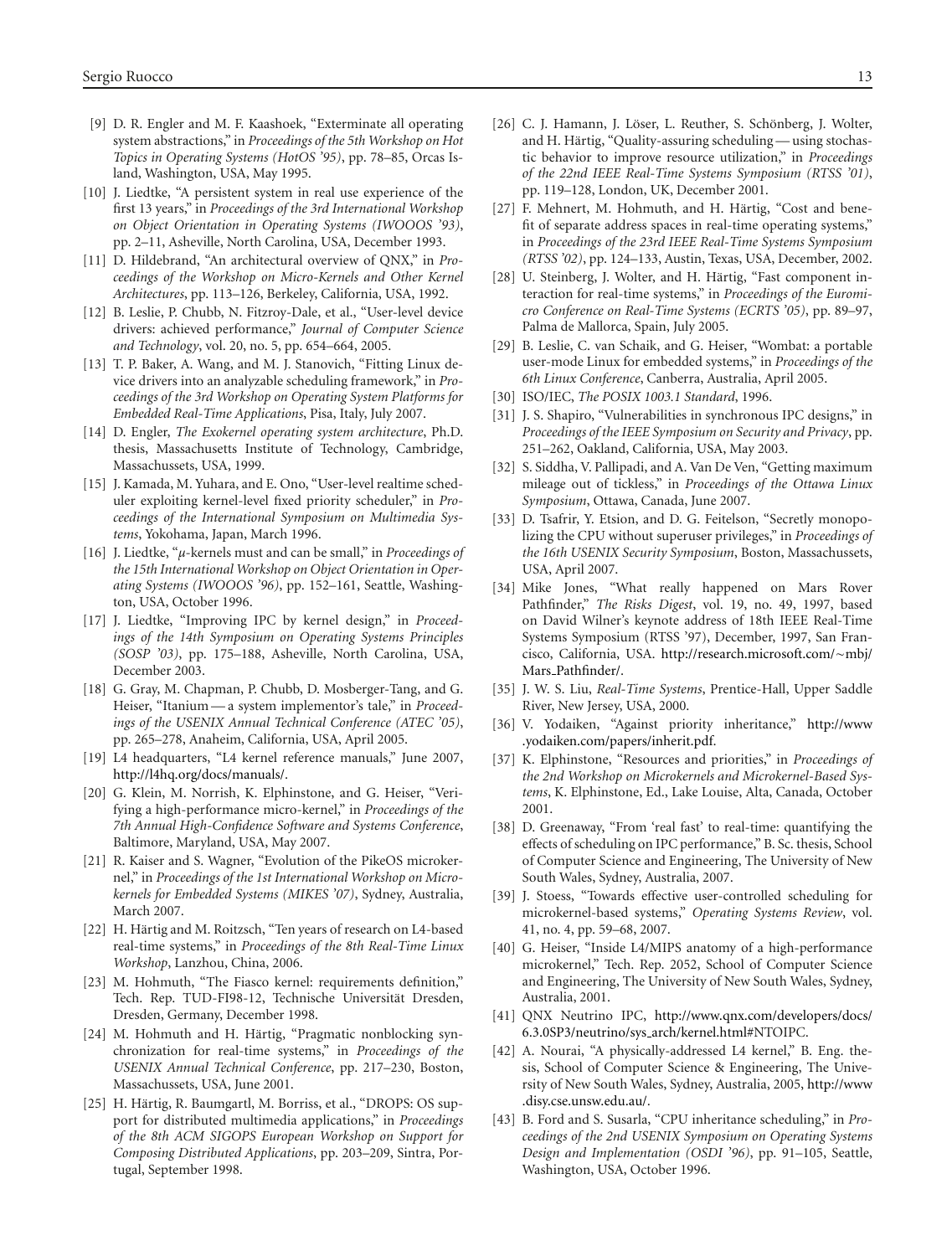[9] D. R. Engler and M. F. Kaashoek, "Exterminate all operating system abstractions," in *Proceedings of the 5th Workshop on Hot Topics in Operating Systems (HotOS '95)*, pp. 78–85, Orcas Island, Washington, USA, May 1995.

[10] J. Liedtke, "A persistent system in real use experience of the first 13 years," in *Proceedings of the 3rd International Workshop on Object Orientation in Operating Systems (IWOOOS '93)*, pp. 2–11, Asheville, North Carolina, USA, December 1993.

[11] D. Hildebrand, "An architectural overview of QNX," in *Proceedings of the Workshop on Micro-Kernels and Other Kernel Architectures*, pp. 113–126, Berkeley, California, USA, 1992.

[12] B. Leslie, P. Chubb, N. Fitzroy-Dale, et al., "User-level device drivers: achieved performance," *Journal of Computer Science and Technology*, vol. 20, no. 5, pp. 654–664, 2005.

[13] T. P. Baker, A. Wang, and M. J. Stanovich, "Fitting Linux device drivers into an analyzable scheduling framework," in *Proceedings of the 3rd Workshop on Operating System Platforms for Embedded Real-Time Applications*, Pisa, Italy, July 2007.

[14] D. Engler, *The Exokernel operating system architecture*, Ph.D. thesis, Massachusetts Institute of Technology, Cambridge, Massachussets, USA, 1999.

[15] J. Kamada, M. Yuhara, and E. Ono, "User-level realtime scheduler exploiting kernel-level fixed priority scheduler," in *Proceedings of the International Symposium on Multimedia Systems*, Yokohama, Japan, March 1996.

[16] J. Liedtke, "$\mu$-kernels must and can be small," in *Proceedings of the 15th International Workshop on Object Orientation in Operating Systems (IWOOOS '96)*, pp. 152–161, Seattle, Washington, USA, October 1996.

[17] J. Liedtke, "Improving IPC by kernel design," in *Proceedings of the 14th Symposium on Operating Systems Principles (SOSP '03)*, pp. 175–188, Asheville, North Carolina, USA, December 2003.

[18] G. Gray, M. Chapman, P. Chubb, D. Mosberger-Tang, and G. Heiser, "Itanium — a system implementor's tale," in *Proceedings of the USENIX Annual Technical Conference (ATEC '05)*, pp. 265–278, Anaheim, California, USA, April 2005.

[19] L4 headquarters, "L4 kernel reference manuals," June 2007, http://l4hq.org/docs/manuals/.

[20] G. Klein, M. Norrish, K. Elphinstone, and G. Heiser, "Verifying a high-performance micro-kernel," in *Proceedings of the 7th Annual High-Confidence Software and Systems Conference*, Baltimore, Maryland, USA, May 2007.

[21] R. Kaiser and S. Wagner, "Evolution of the PikeOS microkernel," in *Proceedings of the 1st International Workshop on Microkernels for Embedded Systems (MIKES '07)*, Sydney, Australia, March 2007.

[22] H. Härtig and M. Roitzsch, "Ten years of research on L4-based real-time systems," in *Proceedings of the 8th Real-Time Linux Workshop*, Lanzhou, China, 2006.

[23] M. Hohmuth, "The Fiasco kernel: requirements definition," Tech. Rep. TUD-FI98-12, Technische Universität Dresden, Dresden, Germany, December 1998.

[24] M. Hohmuth and H. Härtig, "Pragmatic nonblocking synchronization for real-time systems," in *Proceedings of the USENIX Annual Technical Conference*, pp. 217–230, Boston, Massachussets, USA, June 2001.

[25] H. Härtig, R. Baumgartl, M. Borriss, et al., "DROPS: OS support for distributed multimedia applications," in *Proceedings of the 8th ACM SIGOPS European Workshop on Support for Composing Distributed Applications*, pp. 203–209, Sintra, Portugal, September 1998.

[26] C. J. Hamann, J. Löser, L. Reuther, S. Schönberg, J. Wolter, and H. Härtig, "Quality-assuring scheduling — using stochastic behavior to improve resource utilization," in *Proceedings of the 22nd IEEE Real-Time Systems Symposium (RTSS '01)*, pp. 119–128, London, UK, December 2001.

[27] F. Mehnert, M. Hohmuth, and H. Härtig, "Cost and benefit of separate address spaces in real-time operating systems," in *Proceedings of the 23rd IEEE Real-Time Systems Symposium (RTSS '02)*, pp. 124–133, Austin, Texas, USA, December, 2002.

[28] U. Steinberg, J. Wolter, and H. Härtig, "Fast component interaction for real-time systems," in *Proceedings of the Euromicro Conference on Real-Time Systems (ECRTS '05)*, pp. 89–97, Palma de Mallorca, Spain, July 2005.

[29] B. Leslie, C. van Schaik, and G. Heiser, "Wombat: a portable user-mode Linux for embedded systems," in *Proceedings of the 6th Linux Conference*, Canberra, Australia, April 2005.

[30] ISO/IEC, *The POSIX 1003.1 Standard*, 1996.

[31] J. S. Shapiro, "Vulnerabilities in synchronous IPC designs," in *Proceedings of the IEEE Symposium on Security and Privacy*, pp. 251–262, Oakland, California, USA, May 2003.

[32] S. Siddha, V. Pallipadi, and A. Van De Ven, "Getting maximum mileage out of tickless," in *Proceedings of the Ottawa Linux Symposium*, Ottawa, Canada, June 2007.

[33] D. Tsafrir, Y. Etsion, and D. G. Feitelson, "Secretly monopolizing the CPU without superuser privileges," in *Proceedings of the 16th USENIX Security Symposium*, Boston, Massachussets, USA, April 2007.

[34] Mike Jones, "What really happened on Mars Rover Pathfinder," *The Risks Digest*, vol. 19, no. 49, 1997, based on David Wilner's keynote address of 18th IEEE Real-Time Systems Symposium (RTSS '97), December, 1997, San Francisco, California, USA. http://research.microsoft.com/~mbj/Mars_Pathfinder/.

[35] J. W. S. Liu, *Real-Time Systems*, Prentice-Hall, Upper Saddle River, New Jersey, USA, 2000.

[36] V. Yodaiken, "Against priority inheritance," http://www.yodaiken.com/papers/inherit.pdf.

[37] K. Elphinstone, "Resources and priorities," in *Proceedings of the 2nd Workshop on Microkernels and Microkernel-Based Systems*, K. Elphinstone, Ed., Lake Louise, Alta, Canada, October 2001.

[38] D. Greenaway, "From 'real fast' to real-time: quantifying the effects of scheduling on IPC performance," B. Sc. thesis, School of Computer Science and Engineering, The University of New South Wales, Sydney, Australia, 2007.

[39] J. Stoess, "Towards effective user-controlled scheduling for microkernel-based systems," *Operating Systems Review*, vol. 41, no. 4, pp. 59–68, 2007.

[40] G. Heiser, "Inside L4/MIPS anatomy of a high-performance microkernel," Tech. Rep. 2052, School of Computer Science and Engineering, The University of New South Wales, Sydney, Australia, 2001.

[41] QNX Neutrino IPC, http://www.qnx.com/developers/docs/6.3.0SP3/neutrino/sys_arch/kernel.html#NTOIPC.

[42] A. Nourai, "A physically-addressed L4 kernel," B. Eng. thesis, School of Computer Science & Engineering, The University of New South Wales, Sydney, Australia, 2005, http://www.disy.cse.unsw.edu.au/.

[43] B. Ford and S. Susarla, "CPU inheritance scheduling," in *Proceedings of the 2nd USENIX Symposium on Operating Systems Design and Implementation (OSDI '96)*, pp. 91–105, Seattle, Washington, USA, October 1996.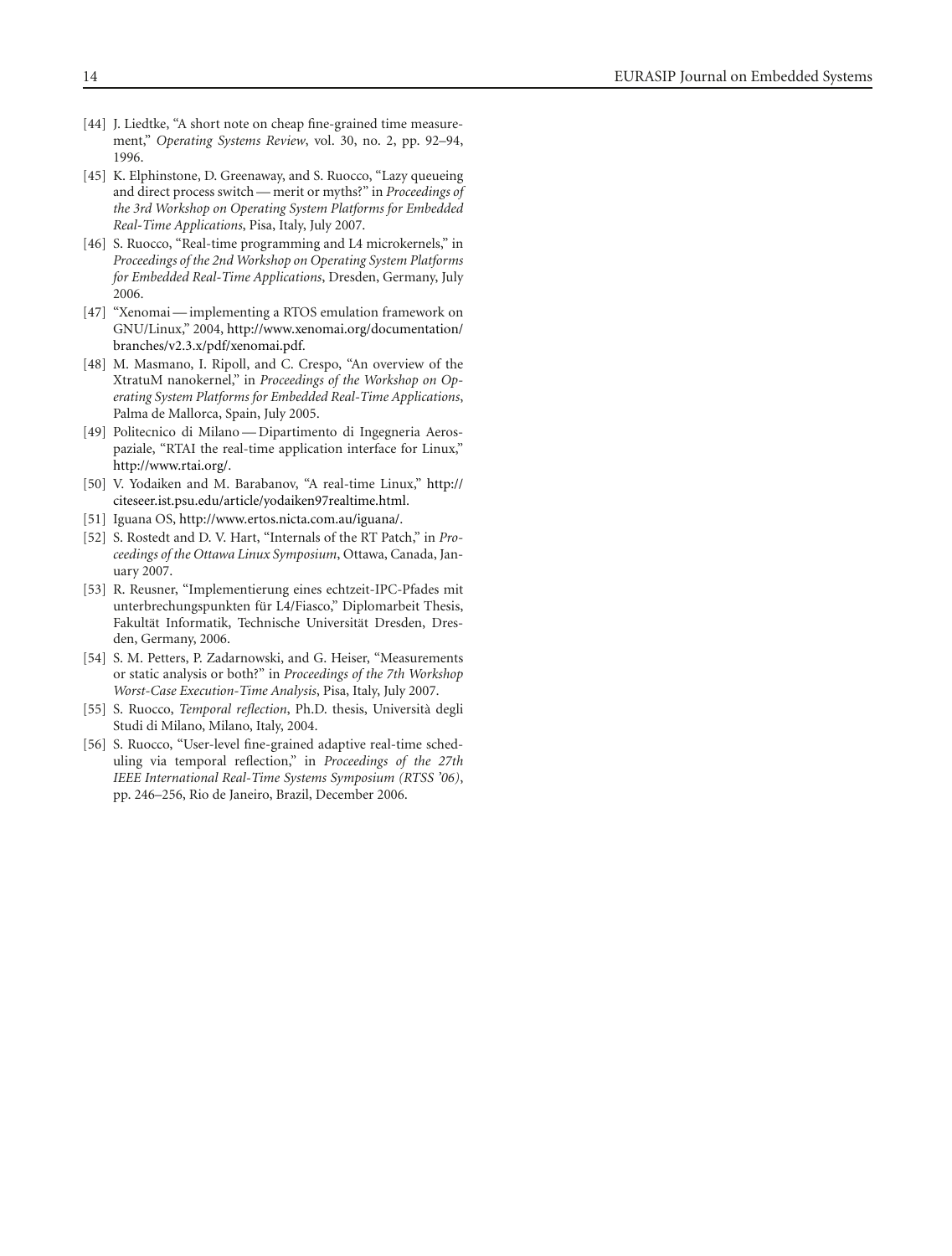[44] J. Liedtke, "A short note on cheap fine-grained time measurement," *Operating Systems Review*, vol. 30, no. 2, pp. 92–94, 1996.

[45] K. Elphinstone, D. Greenaway, and S. Ruocco, "Lazy queueing and direct process switch — merit or myths?" in *Proceedings of the 3rd Workshop on Operating System Platforms for Embedded Real-Time Applications*, Pisa, Italy, July 2007.

[46] S. Ruocco, "Real-time programming and L4 microkernels," in *Proceedings of the 2nd Workshop on Operating System Platforms for Embedded Real-Time Applications*, Dresden, Germany, July 2006.

[47] "Xenomai — implementing a RTOS emulation framework on GNU/Linux," 2004, http://www.xenomai.org/documentation/branches/v2.3.x/pdf/xenomai.pdf.

[48] M. Masmano, I. Ripoll, and C. Crespo, "An overview of the XtratuM nanokernel," in *Proceedings of the Workshop on Operating System Platforms for Embedded Real-Time Applications*, Palma de Mallorca, Spain, July 2005.

[49] Politecnico di Milano — Dipartimento di Ingegneria Aerospaziale, "RTAI the real-time application interface for Linux," http://www.rtai.org/.

[50] V. Yodaiken and M. Barabanov, "A real-time Linux," http://citeseer.ist.psu.edu/article/yodaiken97realtime.html.

[51] Iguana OS, http://www.ertos.nicta.com.au/iguana/.

[52] S. Rostedt and D. V. Hart, "Internals of the RT Patch," in *Proceedings of the Ottawa Linux Symposium*, Ottawa, Canada, January 2007.

[53] R. Reusner, "Implementierung eines echtzeit-IPC-Pfades mit unterbrechungspunkten für L4/Fiasco," Diplomarbeit Thesis, Fakultät Informatik, Technische Universität Dresden, Dresden, Germany, 2006.

[54] S. M. Petters, P. Zadarnowski, and G. Heiser, "Measurements or static analysis or both?" in *Proceedings of the 7th Workshop Worst-Case Execution-Time Analysis*, Pisa, Italy, July 2007.

[55] S. Ruocco, *Temporal reflection*, Ph.D. thesis, Università degli Studi di Milano, Milano, Italy, 2004.

[56] S. Ruocco, "User-level fine-grained adaptive real-time scheduling via temporal reflection," in *Proceedings of the 27th IEEE International Real-Time Systems Symposium (RTSS '06)*, pp. 246–256, Rio de Janeiro, Brazil, December 2006.